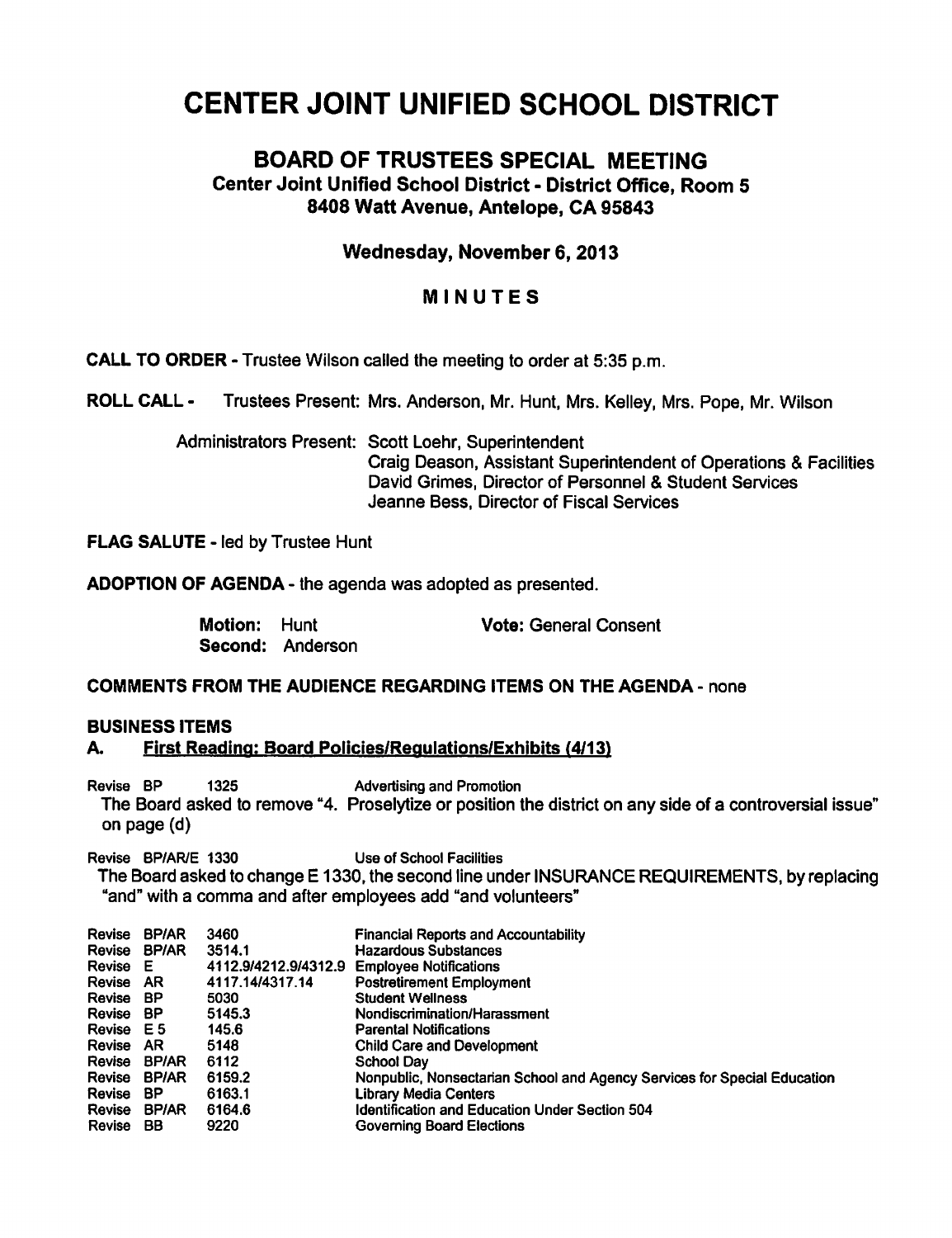// Converted document page

# CENTER JOINT UNIFIED SCHOOL DISTRICT

## BOARD OF TRUSTEES SPECIAL MEETING

### Center Joint Unified School District - District Office, Room 5
### 8408 Watt Avenue, Antelope, CA 95843

**Wednesday, November 6, 2013**

**MINUTES**

**CALL TO ORDER** - Trustee Wilson called the meeting to order at 5:35 p.m.

**ROLL CALL** - Trustees Present: Mrs. Anderson, Mr. Hunt, Mrs. Kelley, Mrs. Pope, Mr. Wilson

Administrators Present: Scott Loehr, Superintendent
Craig Deason, Assistant Superintendent of Operations & Facilities
David Grimes, Director of Personnel & Student Services
Jeanne Bess, Director of Fiscal Services

**FLAG SALUTE** - led by Trustee Hunt

**ADOPTION OF AGENDA** - the agenda was adopted as presented.

**Motion:** Hunt **Vote:** General Consent
**Second:** Anderson

**COMMENTS FROM THE AUDIENCE REGARDING ITEMS ON THE AGENDA** - none

**BUSINESS ITEMS**

**A. First Reading: Board Policies/Regulations/Exhibits (4/13)**

Revise BP 1325 Advertising and Promotion
The Board asked to remove "4. Proselytize or position the district on any side of a controversial issue" on page (d)

Revise BP/AR/E 1330 Use of School Facilities
The Board asked to change E 1330, the second line under INSURANCE REQUIREMENTS, by replacing "and" with a comma and after employees add "and volunteers"

| | | | |
|---|---|---|---|
| Revise | BP/AR | 3460 | Financial Reports and Accountability |
| Revise | BP/AR | 3514.1 | Hazardous Substances |
| Revise | E | 4112.9/4212.9/4312.9 | Employee Notifications |
| Revise | AR | 4117.14/4317.14 | Postretirement Employment |
| Revise | BP | 5030 | Student Wellness |
| Revise | BP | 5145.3 | Nondiscrimination/Harassment |
| Revise | E 5 | 145.6 | Parental Notifications |
| Revise | AR | 5148 | Child Care and Development |
| Revise | BP/AR | 6112 | School Day |
| Revise | BP/AR | 6159.2 | Nonpublic, Nonsectarian School and Agency Services for Special Education |
| Revise | BP | 6163.1 | Library Media Centers |
| Revise | BP/AR | 6164.6 | Identification and Education Under Section 504 |
| Revise | BB | 9220 | Governing Board Elections |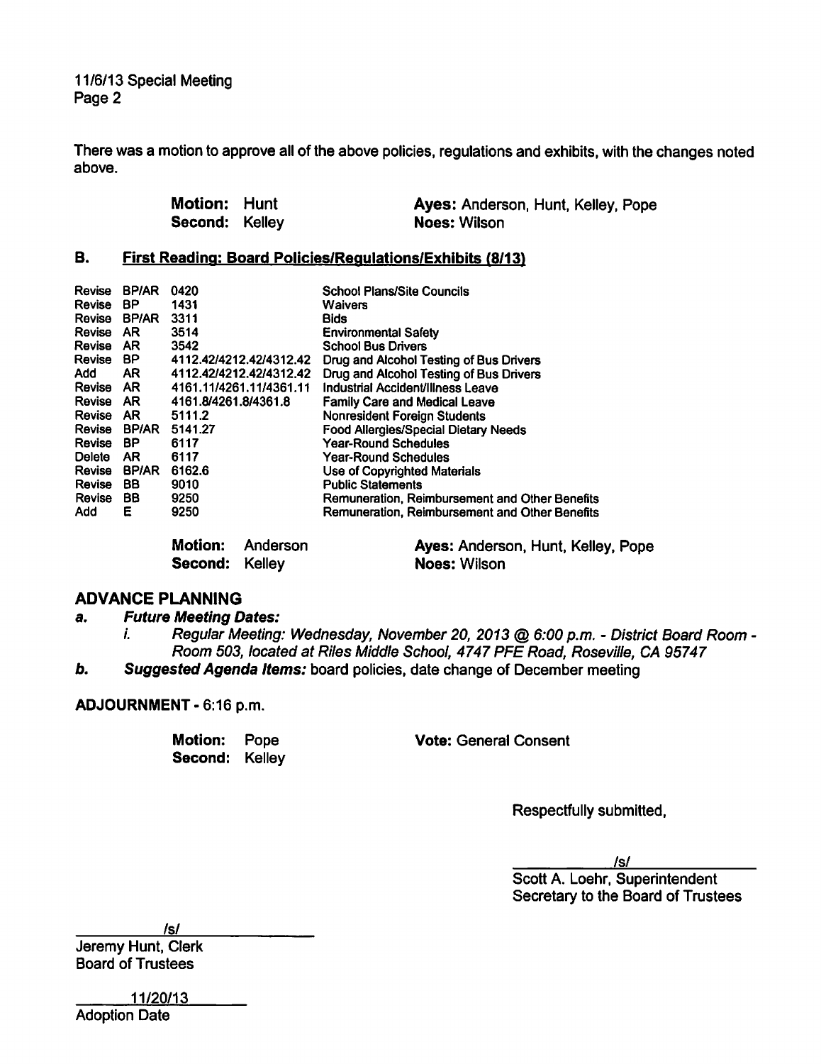There was a motion to approve all of the above policies, regulations and exhibits, with the changes noted above.

| | | | |
|---|---|---|---|
| **Motion:** | Hunt | **Ayes:** | Anderson, Hunt, Kelley, Pope |
| **Second:** | Kelley | **Noes:** | Wilson |

## B. First Reading: Board Policies/Regulations/Exhibits (8/13)

| | | | |
|---|---|---|---|
| Revise | BP/AR | 0420 | School Plans/Site Councils |
| Revise | BP | 1431 | Waivers |
| Revise | BP/AR | 3311 | Bids |
| Revise | AR | 3514 | Environmental Safety |
| Revise | AR | 3542 | School Bus Drivers |
| Revise | BP | 4112.42/4212.42/4312.42 | Drug and Alcohol Testing of Bus Drivers |
| Add | AR | 4112.42/4212.42/4312.42 | Drug and Alcohol Testing of Bus Drivers |
| Revise | AR | 4161.11/4261.11/4361.11 | Industrial Accident/Illness Leave |
| Revise | AR | 4161.8/4261.8/4361.8 | Family Care and Medical Leave |
| Revise | AR | 5111.2 | Nonresident Foreign Students |
| Revise | BP/AR | 5141.27 | Food Allergies/Special Dietary Needs |
| Revise | BP | 6117 | Year-Round Schedules |
| Delete | AR | 6117 | Year-Round Schedules |
| Revise | BP/AR | 6162.6 | Use of Copyrighted Materials |
| Revise | BB | 9010 | Public Statements |
| Revise | BB | 9250 | Remuneration, Reimbursement and Other Benefits |
| Add | E | 9250 | Remuneration, Reimbursement and Other Benefits |

| | | | |
|---|---|---|---|
| **Motion:** | Anderson | **Ayes:** | Anderson, Hunt, Kelley, Pope |
| **Second:** | Kelley | **Noes:** | Wilson |

## ADVANCE PLANNING

***a. Future Meeting Dates:***

*i. Regular Meeting: Wednesday, November 20, 2013 @ 6:00 p.m. - District Board Room - Room 503, located at Riles Middle School, 4747 PFE Road, Roseville, CA 95747*

***b. Suggested Agenda Items:*** board policies, date change of December meeting

**ADJOURNMENT** - 6:16 p.m.

| | | |
|---|---|---|
| **Motion:** | Pope | **Vote:** General Consent |
| **Second:** | Kelley | |

Respectfully submitted,

/s/

Scott A. Loehr, Superintendent
Secretary to the Board of Trustees

/s/

Jeremy Hunt, Clerk
Board of Trustees

11/20/13

Adoption Date